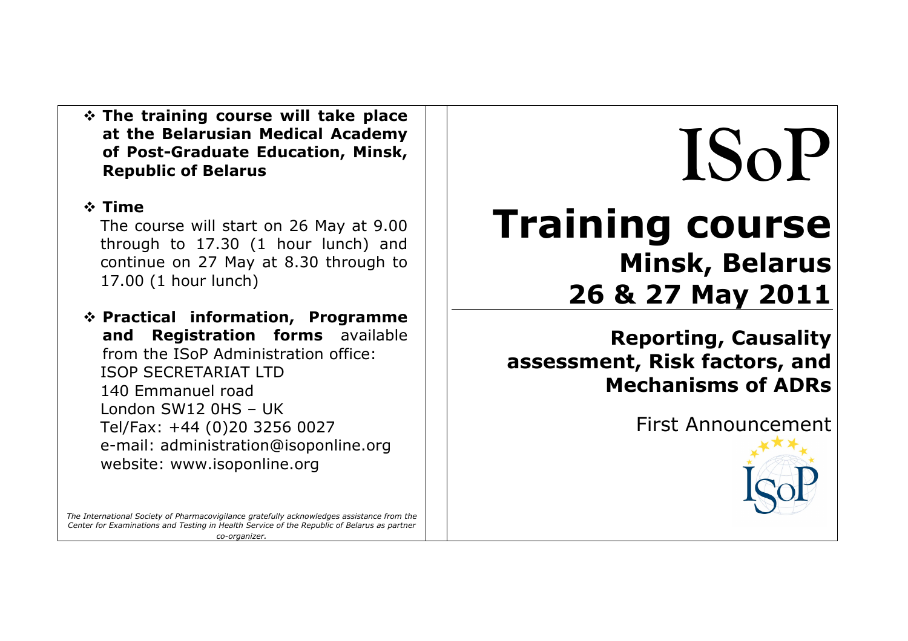- **The training course will take place at the Belarusian Medical Academy of Post-Graduate Education, Minsk, Republic of Belarus**

- **Time**

  The course will start on 26 May at 9.00 through to 17.30 (1 hour lunch) and continue on 27 May at 8.30 through to 17.00 (1 hour lunch)

- **Practical information, Programme and Registration forms** available from the ISoP Administration office:
  ISOP SECRETARIAT LTD
  140 Emmanuel road
  London SW12 0HS – UK
  Tel/Fax: +44 (0)20 3256 0027
  e-mail: administration@isoponline.org
  website: www.isoponline.org

*The International Society of Pharmacovigilance gratefully acknowledges assistance from the Center for Examinations and Testing in Health Service of the Republic of Belarus as partner co-organizer.*

# ISoP

# Training course

## Minsk, Belarus

## 26 & 27 May 2011

## Reporting, Causality assessment, Risk factors, and Mechanisms of ADRs

First Announcement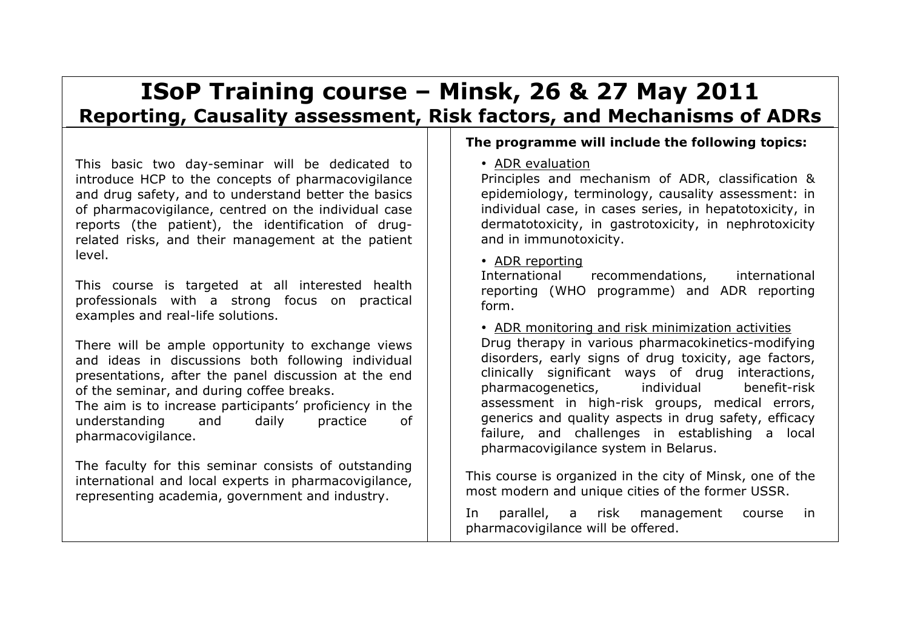# ISoP Training course – Minsk, 26 & 27 May 2011

## Reporting, Causality assessment, Risk factors, and Mechanisms of ADRs

This basic two day-seminar will be dedicated to introduce HCP to the concepts of pharmacovigilance and drug safety, and to understand better the basics of pharmacovigilance, centred on the individual case reports (the patient), the identification of drug-related risks, and their management at the patient level.

This course is targeted at all interested health professionals with a strong focus on practical examples and real-life solutions.

There will be ample opportunity to exchange views and ideas in discussions both following individual presentations, after the panel discussion at the end of the seminar, and during coffee breaks.
The aim is to increase participants' proficiency in the understanding and daily practice of pharmacovigilance.

The faculty for this seminar consists of outstanding international and local experts in pharmacovigilance, representing academia, government and industry.

**The programme will include the following topics:**

- ADR evaluation
  Principles and mechanism of ADR, classification & epidemiology, terminology, causality assessment: in individual case, in cases series, in hepatotoxicity, in dermatotoxicity, in gastrotoxicity, in nephrotoxicity and in immunotoxicity.
- ADR reporting
  International recommendations, international reporting (WHO programme) and ADR reporting form.
- ADR monitoring and risk minimization activities
  Drug therapy in various pharmacokinetics-modifying disorders, early signs of drug toxicity, age factors, clinically significant ways of drug interactions, pharmacogenetics, individual benefit-risk assessment in high-risk groups, medical errors, generics and quality aspects in drug safety, efficacy failure, and challenges in establishing a local pharmacovigilance system in Belarus.

This course is organized in the city of Minsk, one of the most modern and unique cities of the former USSR.

In parallel, a risk management course in pharmacovigilance will be offered.